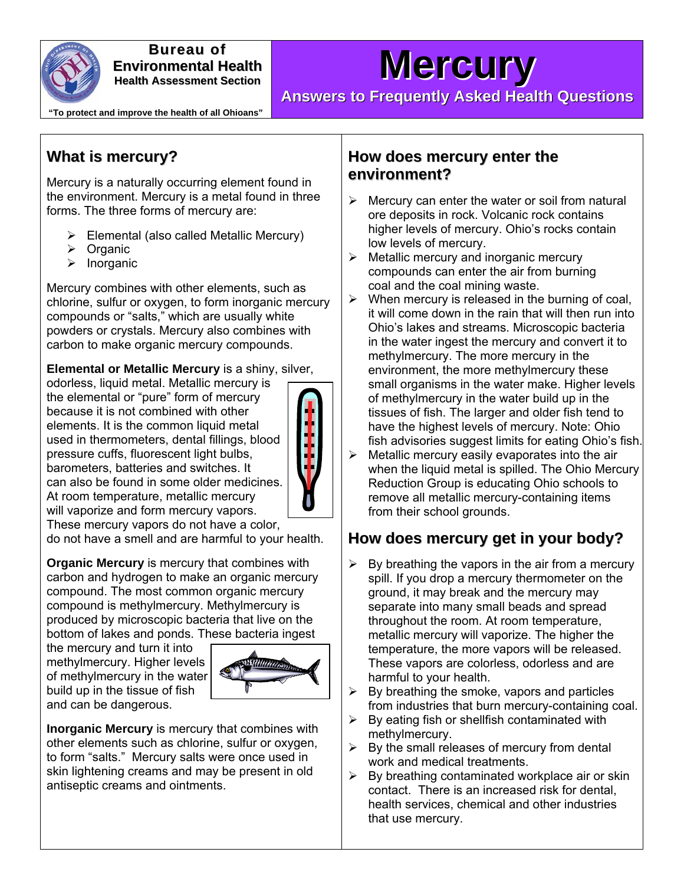**Bureau of Environmental Health**
**Health Assessment Section**

"To protect and improve the health of all Ohioans"

# Mercury

**Answers to Frequently Asked Health Questions**

## What is mercury?

Mercury is a naturally occurring element found in the environment. Mercury is a metal found in three forms. The three forms of mercury are:

- Elemental (also called Metallic Mercury)
- Organic
- Inorganic

Mercury combines with other elements, such as chlorine, sulfur or oxygen, to form inorganic mercury compounds or "salts," which are usually white powders or crystals. Mercury also combines with carbon to make organic mercury compounds.

**Elemental or Metallic Mercury** is a shiny, silver, odorless, liquid metal. Metallic mercury is the elemental or "pure" form of mercury because it is not combined with other elements. It is the common liquid metal used in thermometers, dental fillings, blood pressure cuffs, fluorescent light bulbs, barometers, batteries and switches. It can also be found in some older medicines. At room temperature, metallic mercury will vaporize and form mercury vapors. These mercury vapors do not have a color, do not have a smell and are harmful to your health.

**Organic Mercury** is mercury that combines with carbon and hydrogen to make an organic mercury compound. The most common organic mercury compound is methylmercury. Methylmercury is produced by microscopic bacteria that live on the bottom of lakes and ponds. These bacteria ingest the mercury and turn it into methylmercury. Higher levels of methylmercury in the water build up in the tissue of fish and can be dangerous.

**Inorganic Mercury** is mercury that combines with other elements such as chlorine, sulfur or oxygen, to form "salts." Mercury salts were once used in skin lightening creams and may be present in old antiseptic creams and ointments.

## How does mercury enter the environment?

- Mercury can enter the water or soil from natural ore deposits in rock. Volcanic rock contains higher levels of mercury. Ohio's rocks contain low levels of mercury.
- Metallic mercury and inorganic mercury compounds can enter the air from burning coal and the coal mining waste.
- When mercury is released in the burning of coal, it will come down in the rain that will then run into Ohio's lakes and streams. Microscopic bacteria in the water ingest the mercury and convert it to methylmercury. The more mercury in the environment, the more methylmercury these small organisms in the water make. Higher levels of methylmercury in the water build up in the tissues of fish. The larger and older fish tend to have the highest levels of mercury. Note: Ohio fish advisories suggest limits for eating Ohio's fish.
- Metallic mercury easily evaporates into the air when the liquid metal is spilled. The Ohio Mercury Reduction Group is educating Ohio schools to remove all metallic mercury-containing items from their school grounds.

## How does mercury get in your body?

- By breathing the vapors in the air from a mercury spill. If you drop a mercury thermometer on the ground, it may break and the mercury may separate into many small beads and spread throughout the room. At room temperature, metallic mercury will vaporize. The higher the temperature, the more vapors will be released. These vapors are colorless, odorless and are harmful to your health.
- By breathing the smoke, vapors and particles from industries that burn mercury-containing coal.
- By eating fish or shellfish contaminated with methylmercury.
- By the small releases of mercury from dental work and medical treatments.
- By breathing contaminated workplace air or skin contact. There is an increased risk for dental, health services, chemical and other industries that use mercury.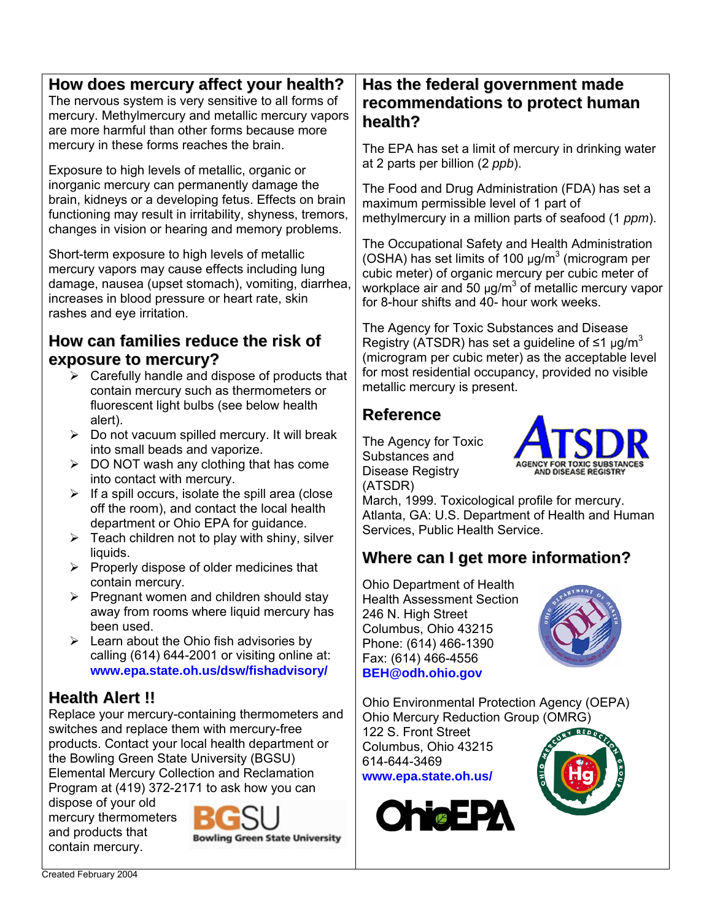## How does mercury affect your health?

The nervous system is very sensitive to all forms of mercury. Methylmercury and metallic mercury vapors are more harmful than other forms because more mercury in these forms reaches the brain.

Exposure to high levels of metallic, organic or inorganic mercury can permanently damage the brain, kidneys or a developing fetus. Effects on brain functioning may result in irritability, shyness, tremors, changes in vision or hearing and memory problems.

Short-term exposure to high levels of metallic mercury vapors may cause effects including lung damage, nausea (upset stomach), vomiting, diarrhea, increases in blood pressure or heart rate, skin rashes and eye irritation.

## How can families reduce the risk of exposure to mercury?

- Carefully handle and dispose of products that contain mercury such as thermometers or fluorescent light bulbs (see below health alert).
- Do not vacuum spilled mercury. It will break into small beads and vaporize.
- DO NOT wash any clothing that has come into contact with mercury.
- If a spill occurs, isolate the spill area (close off the room), and contact the local health department or Ohio EPA for guidance.
- Teach children not to play with shiny, silver liquids.
- Properly dispose of older medicines that contain mercury.
- Pregnant women and children should stay away from rooms where liquid mercury has been used.
- Learn about the Ohio fish advisories by calling (614) 644-2001 or visiting online at: **www.epa.state.oh.us/dsw/fishadvisory/**

## Health Alert !!

Replace your mercury-containing thermometers and switches and replace them with mercury-free products. Contact your local health department or the Bowling Green State University (BGSU) Elemental Mercury Collection and Reclamation Program at (419) 372-2171 to ask how you can dispose of your old mercury thermometers and products that contain mercury.

BGSU Bowling Green State University

## Has the federal government made recommendations to protect human health?

The EPA has set a limit of mercury in drinking water at 2 parts per billion (2 *ppb*).

The Food and Drug Administration (FDA) has set a maximum permissible level of 1 part of methylmercury in a million parts of seafood (1 *ppm*).

The Occupational Safety and Health Administration (OSHA) has set limits of 100 μg/$m^3$ (microgram per cubic meter) of organic mercury per cubic meter of workplace air and 50 μg/$m^3$ of metallic mercury vapor for 8-hour shifts and 40- hour work weeks.

The Agency for Toxic Substances and Disease Registry (ATSDR) has set a guideline of ≤1 μg/$m^3$ (microgram per cubic meter) as the acceptable level for most residential occupancy, provided no visible metallic mercury is present.

## Reference

ATSDR AGENCY FOR TOXIC SUBSTANCES AND DISEASE REGISTRY

The Agency for Toxic Substances and Disease Registry (ATSDR) March, 1999. Toxicological profile for mercury. Atlanta, GA: U.S. Department of Health and Human Services, Public Health Service.

## Where can I get more information?

Ohio Department of Health
Health Assessment Section
246 N. High Street
Columbus, Ohio 43215
Phone: (614) 466-1390
Fax: (614) 466-4556
**BEH@odh.ohio.gov**

Ohio Environmental Protection Agency (OEPA)
Ohio Mercury Reduction Group (OMRG)
122 S. Front Street
Columbus, Ohio 43215
614-644-3469
**www.epa.state.oh.us/**

Ohio EPA

Created February 2004